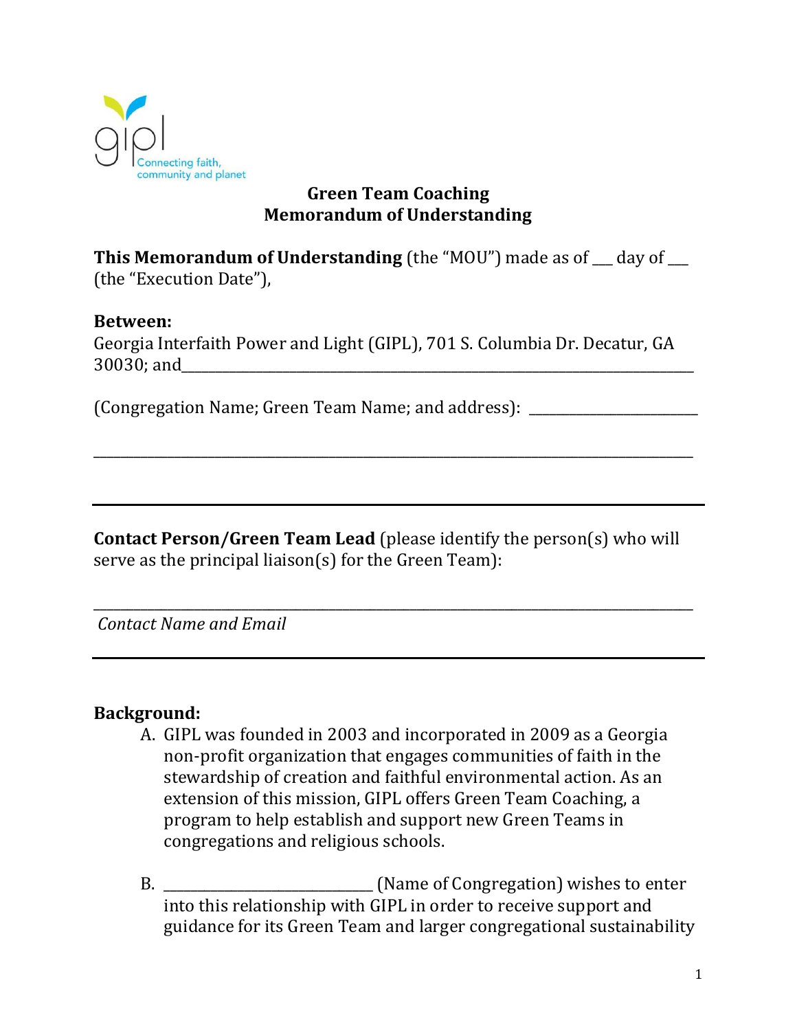gipl Connecting faith, community and planet

## Green Team Coaching
## Memorandum of Understanding

**This Memorandum of Understanding** (the "MOU") made as of ___ day of ___ (the "Execution Date"),

**Between:**
Georgia Interfaith Power and Light (GIPL), 701 S. Columbia Dr. Decatur, GA 30030; and______________________________________________________________

(Congregation Name; Green Team Name; and address): ____________________

______________________________________________________________________

---

**Contact Person/Green Team Lead** (please identify the person(s) who will serve as the principal liaison(s) for the Green Team):

______________________________________________________________________
*Contact Name and Email*

---

**Background:**

A. GIPL was founded in 2003 and incorporated in 2009 as a Georgia non-profit organization that engages communities of faith in the stewardship of creation and faithful environmental action. As an extension of this mission, GIPL offers Green Team Coaching, a program to help establish and support new Green Teams in congregations and religious schools.

B. ________________________ (Name of Congregation) wishes to enter into this relationship with GIPL in order to receive support and guidance for its Green Team and larger congregational sustainability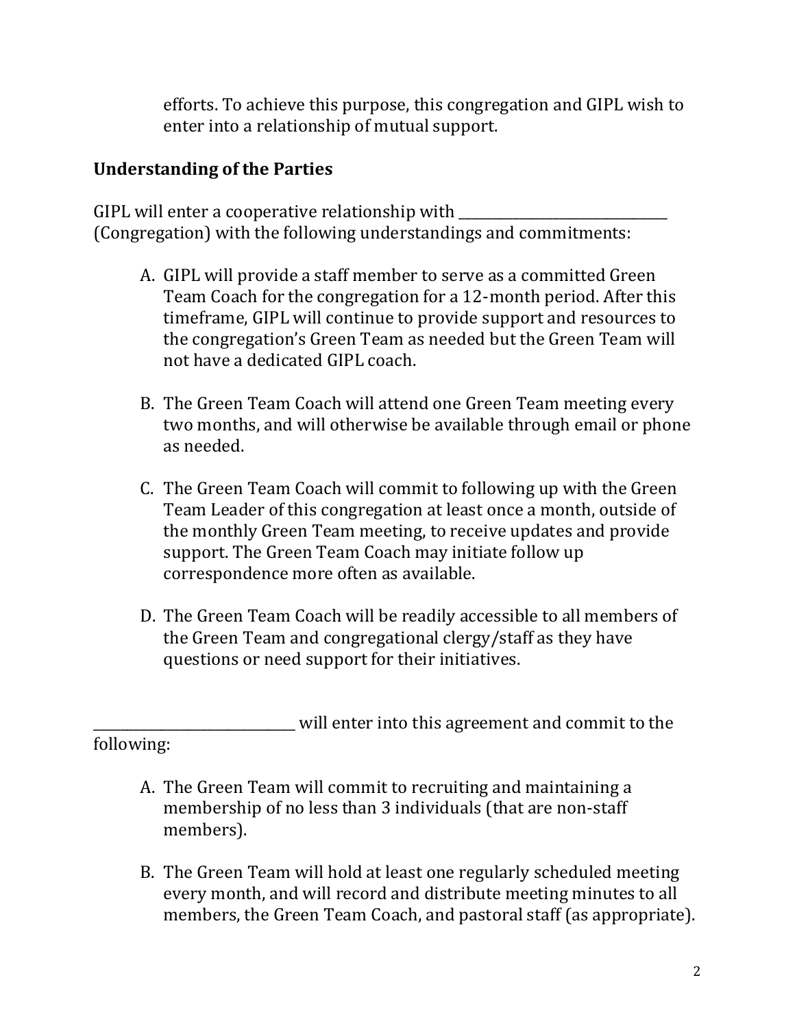efforts. To achieve this purpose, this congregation and GIPL wish to enter into a relationship of mutual support.

**Understanding of the Parties**

GIPL will enter a cooperative relationship with ______________________________ (Congregation) with the following understandings and commitments:

A. GIPL will provide a staff member to serve as a committed Green Team Coach for the congregation for a 12-month period. After this timeframe, GIPL will continue to provide support and resources to the congregation's Green Team as needed but the Green Team will not have a dedicated GIPL coach.

B. The Green Team Coach will attend one Green Team meeting every two months, and will otherwise be available through email or phone as needed.

C. The Green Team Coach will commit to following up with the Green Team Leader of this congregation at least once a month, outside of the monthly Green Team meeting, to receive updates and provide support. The Green Team Coach may initiate follow up correspondence more often as available.

D. The Green Team Coach will be readily accessible to all members of the Green Team and congregational clergy/staff as they have questions or need support for their initiatives.

______________________________ will enter into this agreement and commit to the following:

A. The Green Team will commit to recruiting and maintaining a membership of no less than 3 individuals (that are non-staff members).

B. The Green Team will hold at least one regularly scheduled meeting every month, and will record and distribute meeting minutes to all members, the Green Team Coach, and pastoral staff (as appropriate).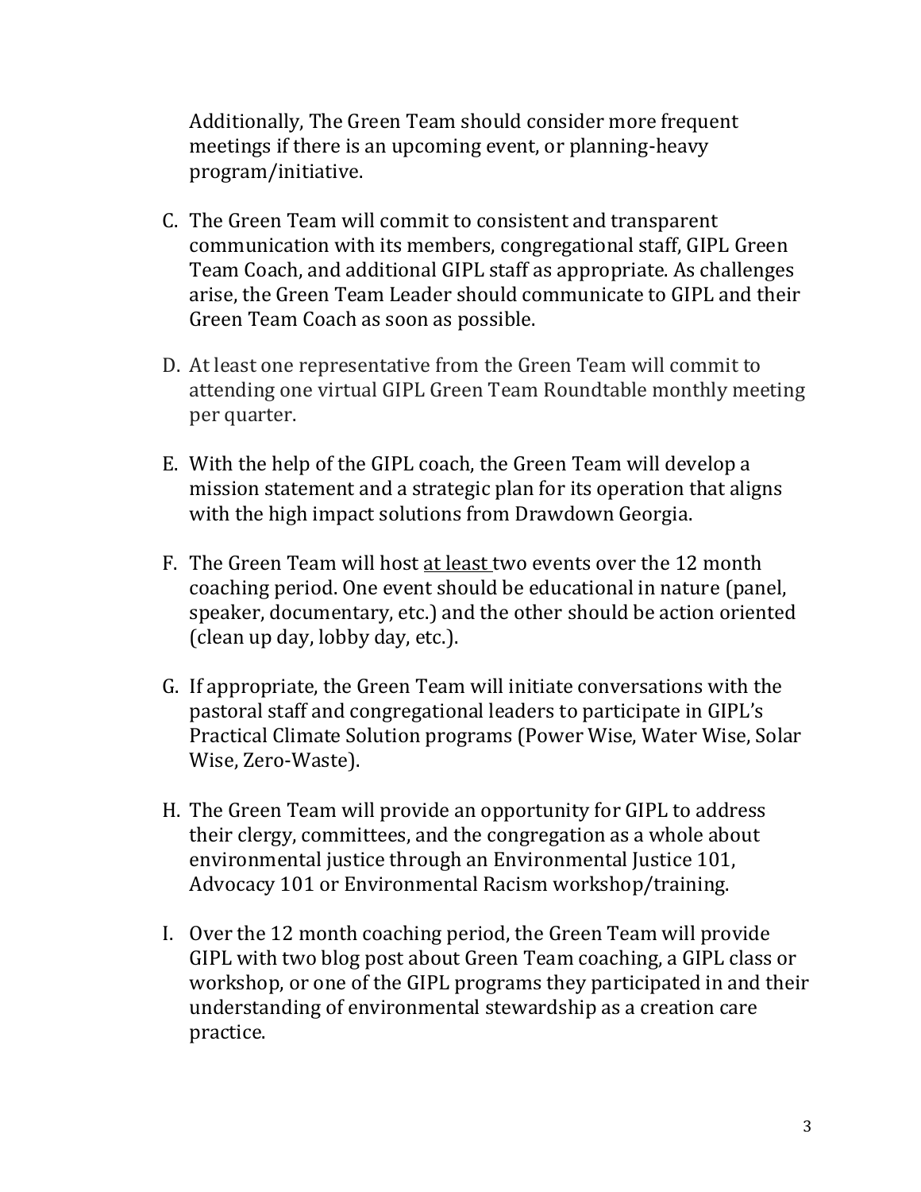Additionally, The Green Team should consider more frequent meetings if there is an upcoming event, or planning-heavy program/initiative.

C. The Green Team will commit to consistent and transparent communication with its members, congregational staff, GIPL Green Team Coach, and additional GIPL staff as appropriate. As challenges arise, the Green Team Leader should communicate to GIPL and their Green Team Coach as soon as possible.

D. At least one representative from the Green Team will commit to attending one virtual GIPL Green Team Roundtable monthly meeting per quarter.

E. With the help of the GIPL coach, the Green Team will develop a mission statement and a strategic plan for its operation that aligns with the high impact solutions from Drawdown Georgia.

F. The Green Team will host <u>at least</u> two events over the 12 month coaching period. One event should be educational in nature (panel, speaker, documentary, etc.) and the other should be action oriented (clean up day, lobby day, etc.).

G. If appropriate, the Green Team will initiate conversations with the pastoral staff and congregational leaders to participate in GIPL's Practical Climate Solution programs (Power Wise, Water Wise, Solar Wise, Zero-Waste).

H. The Green Team will provide an opportunity for GIPL to address their clergy, committees, and the congregation as a whole about environmental justice through an Environmental Justice 101, Advocacy 101 or Environmental Racism workshop/training.

I. Over the 12 month coaching period, the Green Team will provide GIPL with two blog post about Green Team coaching, a GIPL class or workshop, or one of the GIPL programs they participated in and their understanding of environmental stewardship as a creation care practice.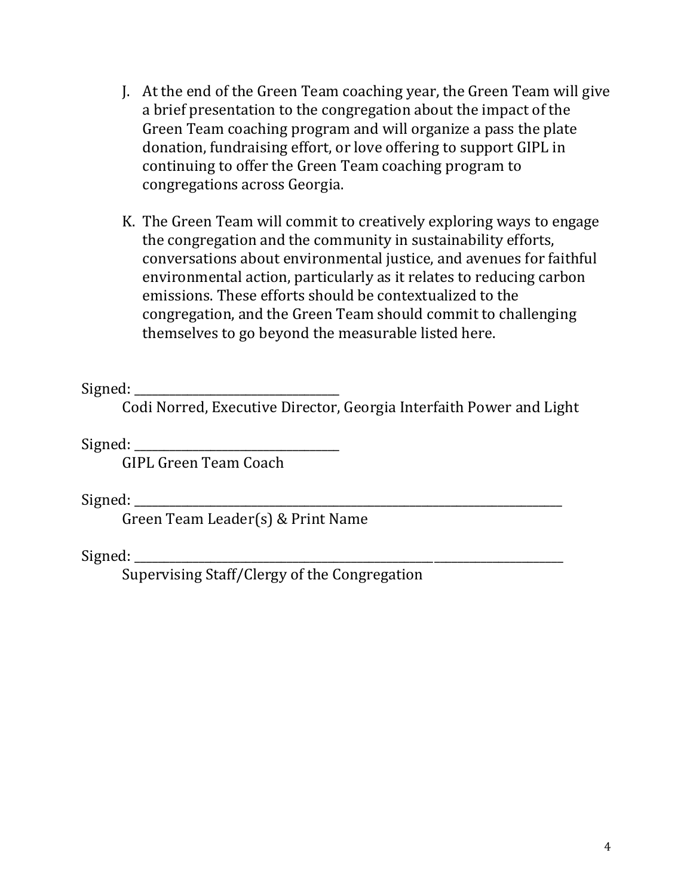J. At the end of the Green Team coaching year, the Green Team will give a brief presentation to the congregation about the impact of the Green Team coaching program and will organize a pass the plate donation, fundraising effort, or love offering to support GIPL in continuing to offer the Green Team coaching program to congregations across Georgia.

K. The Green Team will commit to creatively exploring ways to engage the congregation and the community in sustainability efforts, conversations about environmental justice, and avenues for faithful environmental action, particularly as it relates to reducing carbon emissions. These efforts should be contextualized to the congregation, and the Green Team should commit to challenging themselves to go beyond the measurable listed here.

Signed: ________________________________
Codi Norred, Executive Director, Georgia Interfaith Power and Light

Signed: ________________________________
GIPL Green Team Coach

Signed: ______________________________________________________________________
Green Team Leader(s) & Print Name

Signed: ______________________________________________________________________
Supervising Staff/Clergy of the Congregation